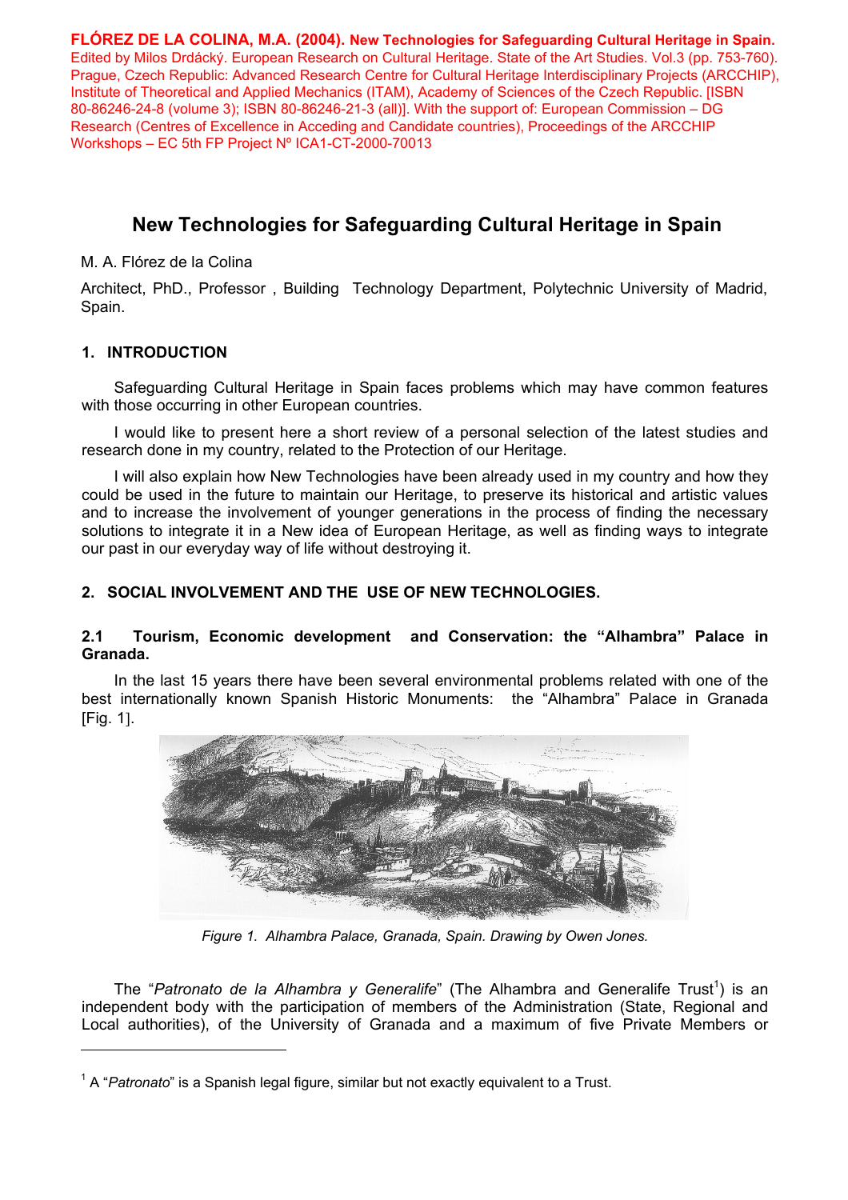**FLÓREZ DE LA COLINA, M.A. (2004). New Technologies for Safeguarding Cultural Heritage in Spain.** Edited by Milos Drdácký. European Research on Cultural Heritage. State of the Art Studies. Vol.3 (pp. 753-760). Prague, Czech Republic: Advanced Research Centre for Cultural Heritage Interdisciplinary Projects (ARCCHIP), Institute of Theoretical and Applied Mechanics (ITAM), Academy of Sciences of the Czech Republic. [ISBN 80-86246-24-8 (volume 3); ISBN 80-86246-21-3 (all)]. With the support of: European Commission – DG Research (Centres of Excellence in Acceding and Candidate countries), Proceedings of the ARCCHIP Workshops – EC 5th FP Project Nº ICA1-CT-2000-70013

# New Technologies for Safeguarding Cultural Heritage in Spain

M. A. Flórez de la Colina

Architect, PhD., Professor , Building Technology Department, Polytechnic University of Madrid, Spain.

## 1. INTRODUCTION

Safeguarding Cultural Heritage in Spain faces problems which may have common features with those occurring in other European countries.

I would like to present here a short review of a personal selection of the latest studies and research done in my country, related to the Protection of our Heritage.

I will also explain how New Technologies have been already used in my country and how they could be used in the future to maintain our Heritage, to preserve its historical and artistic values and to increase the involvement of younger generations in the process of finding the necessary solutions to integrate it in a New idea of European Heritage, as well as finding ways to integrate our past in our everyday way of life without destroying it.

## 2. SOCIAL INVOLVEMENT AND THE USE OF NEW TECHNOLOGIES.

### 2.1 Tourism, Economic development and Conservation: the "Alhambra" Palace in Granada.

In the last 15 years there have been several environmental problems related with one of the best internationally known Spanish Historic Monuments: the "Alhambra" Palace in Granada [Fig. 1].

*Figure 1. Alhambra Palace, Granada, Spain. Drawing by Owen Jones.*

The "*Patronato de la Alhambra y Generalife*" (The Alhambra and Generalife Trust[1]) is an independent body with the participation of members of the Administration (State, Regional and Local authorities), of the University of Granada and a maximum of five Private Members or

[1] A "*Patronato*" is a Spanish legal figure, similar but not exactly equivalent to a Trust.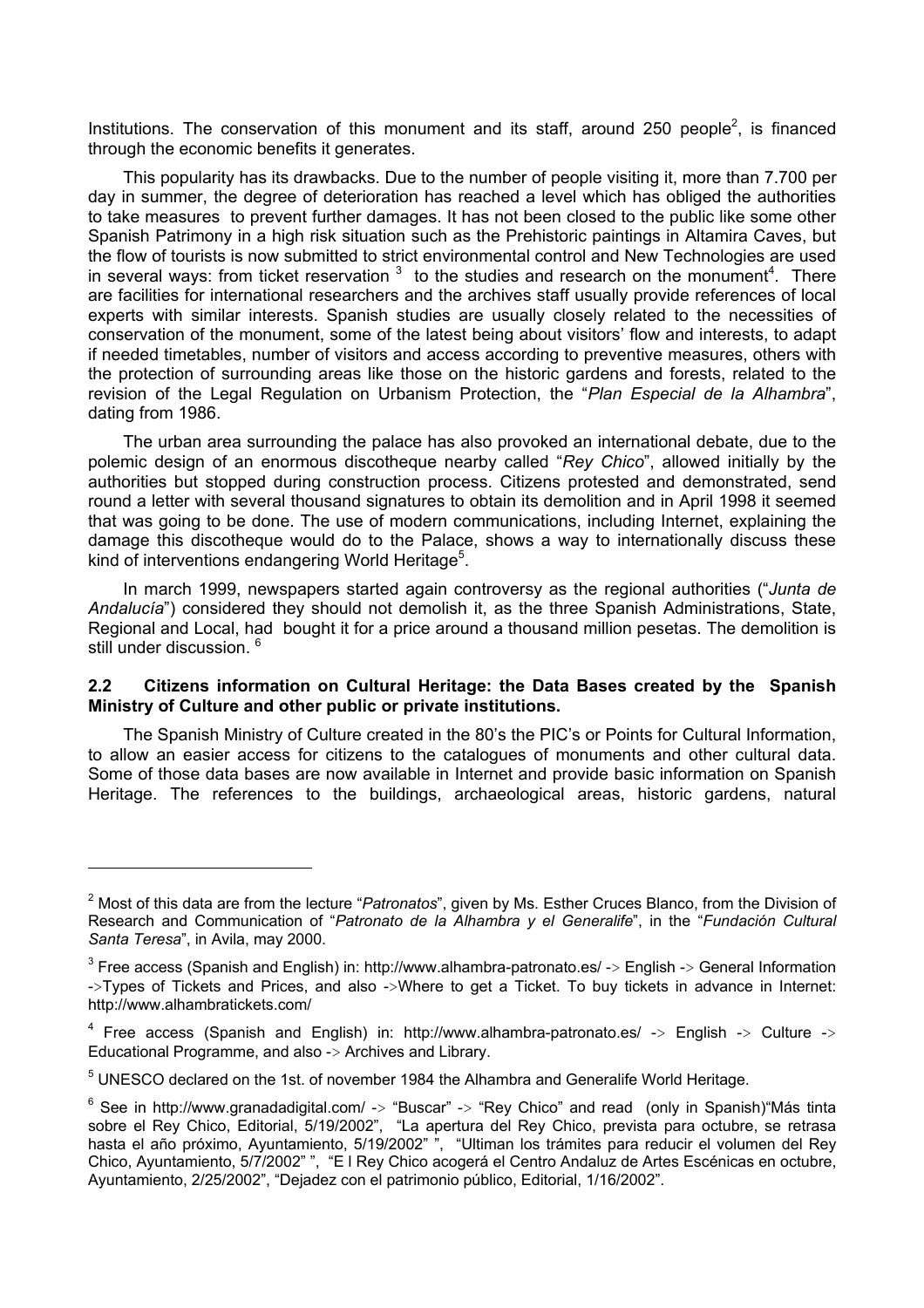Institutions. The conservation of this monument and its staff, around 250 people[2], is financed through the economic benefits it generates.

This popularity has its drawbacks. Due to the number of people visiting it, more than 7.700 per day in summer, the degree of deterioration has reached a level which has obliged the authorities to take measures to prevent further damages. It has not been closed to the public like some other Spanish Patrimony in a high risk situation such as the Prehistoric paintings in Altamira Caves, but the flow of tourists is now submitted to strict environmental control and New Technologies are used in several ways: from ticket reservation [3] to the studies and research on the monument[4]. There are facilities for international researchers and the archives staff usually provide references of local experts with similar interests. Spanish studies are usually closely related to the necessities of conservation of the monument, some of the latest being about visitors' flow and interests, to adapt if needed timetables, number of visitors and access according to preventive measures, others with the protection of surrounding areas like those on the historic gardens and forests, related to the revision of the Legal Regulation on Urbanism Protection, the "*Plan Especial de la Alhambra*", dating from 1986.

The urban area surrounding the palace has also provoked an international debate, due to the polemic design of an enormous discotheque nearby called "*Rey Chico*", allowed initially by the authorities but stopped during construction process. Citizens protested and demonstrated, send round a letter with several thousand signatures to obtain its demolition and in April 1998 it seemed that was going to be done. The use of modern communications, including Internet, explaining the damage this discotheque would do to the Palace, shows a way to internationally discuss these kind of interventions endangering World Heritage[5].

In march 1999, newspapers started again controversy as the regional authorities ("*Junta de Andalucía*") considered they should not demolish it, as the three Spanish Administrations, State, Regional and Local, had bought it for a price around a thousand million pesetas. The demolition is still under discussion. [6]

### 2.2 Citizens information on Cultural Heritage: the Data Bases created by the Spanish Ministry of Culture and other public or private institutions.

The Spanish Ministry of Culture created in the 80's the PIC's or Points for Cultural Information, to allow an easier access for citizens to the catalogues of monuments and other cultural data. Some of those data bases are now available in Internet and provide basic information on Spanish Heritage. The references to the buildings, archaeological areas, historic gardens, natural

---

[2] Most of this data are from the lecture "*Patronatos*", given by Ms. Esther Cruces Blanco, from the Division of Research and Communication of "*Patronato de la Alhambra y el Generalife*", in the "*Fundación Cultural Santa Teresa*", in Avila, may 2000.

[3] Free access (Spanish and English) in: http://www.alhambra-patronato.es/ -> English -> General Information ->Types of Tickets and Prices, and also ->Where to get a Ticket. To buy tickets in advance in Internet: http://www.alhambratickets.com/

[4] Free access (Spanish and English) in: http://www.alhambra-patronato.es/ -> English -> Culture -> Educational Programme, and also -> Archives and Library.

[5] UNESCO declared on the 1st. of november 1984 the Alhambra and Generalife World Heritage.

[6] See in http://www.granadadigital.com/ -> "Buscar" -> "Rey Chico" and read (only in Spanish)"Más tinta sobre el Rey Chico, Editorial, 5/19/2002", "La apertura del Rey Chico, prevista para octubre, se retrasa hasta el año próximo, Ayuntamiento, 5/19/2002" ", "Ultiman los trámites para reducir el volumen del Rey Chico, Ayuntamiento, 5/7/2002" ", "E l Rey Chico acogerá el Centro Andaluz de Artes Escénicas en octubre, Ayuntamiento, 2/25/2002", "Dejadez con el patrimonio público, Editorial, 1/16/2002".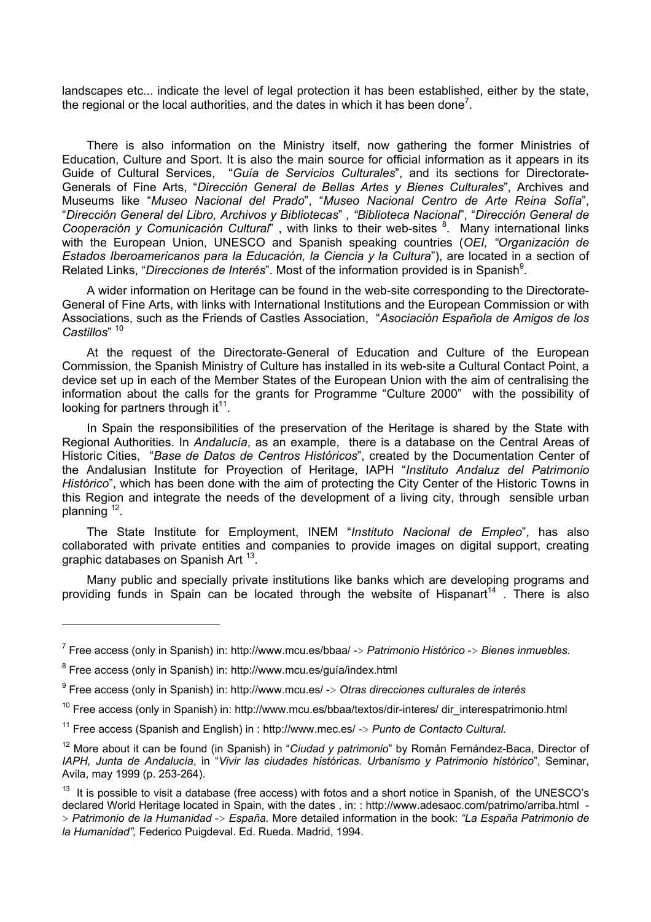landscapes etc... indicate the level of legal protection it has been established, either by the state, the regional or the local authorities, and the dates in which it has been done[7].

There is also information on the Ministry itself, now gathering the former Ministries of Education, Culture and Sport. It is also the main source for official information as it appears in its Guide of Cultural Services, "*Guía de Servicios Culturales*", and its sections for Directorate-Generals of Fine Arts, "*Dirección General de Bellas Artes y Bienes Culturales*", Archives and Museums like "*Museo Nacional del Prado*", "*Museo Nacional Centro de Arte Reina Sofía*", "*Dirección General del Libro, Archivos y Bibliotecas*" *, "Biblioteca Nacional*", "*Dirección General de Cooperación y Comunicación Cultural*" , with links to their web-sites [8]. Many international links with the European Union, UNESCO and Spanish speaking countries (*OEI, "Organización de Estados Iberoamericanos para la Educación, la Ciencia y la Cultura*"), are located in a section of Related Links, "*Direcciones de Interés*". Most of the information provided is in Spanish[9].

A wider information on Heritage can be found in the web-site corresponding to the Directorate-General of Fine Arts, with links with International Institutions and the European Commission or with Associations, such as the Friends of Castles Association, "*Asociación Española de Amigos de los Castillos*" [10]

At the request of the Directorate-General of Education and Culture of the European Commission, the Spanish Ministry of Culture has installed in its web-site a Cultural Contact Point, a device set up in each of the Member States of the European Union with the aim of centralising the information about the calls for the grants for Programme "Culture 2000" with the possibility of looking for partners through it[11].

In Spain the responsibilities of the preservation of the Heritage is shared by the State with Regional Authorities. In *Andalucía*, as an example, there is a database on the Central Areas of Historic Cities, "*Base de Datos de Centros Históricos*", created by the Documentation Center of the Andalusian Institute for Proyection of Heritage, IAPH "*Instituto Andaluz del Patrimonio Histórico*", which has been done with the aim of protecting the City Center of the Historic Towns in this Region and integrate the needs of the development of a living city, through sensible urban planning [12].

The State Institute for Employment, INEM "*Instituto Nacional de Empleo*", has also collaborated with private entities and companies to provide images on digital support, creating graphic databases on Spanish Art [13].

Many public and specially private institutions like banks which are developing programs and providing funds in Spain can be located through the website of Hispanart[14] . There is also

---

[7] Free access (only in Spanish) in: http://www.mcu.es/bbaa/ -> *Patrimonio Histórico* -> *Bienes inmuebles.*

[8] Free access (only in Spanish) in: http://www.mcu.es/guía/index.html

[9] Free access (only in Spanish) in: http://www.mcu.es/ -> *Otras direcciones culturales de interés*

[10] Free access (only in Spanish) in: http://www.mcu.es/bbaa/textos/dir-interes/ dir_interespatrimonio.html

[11] Free access (Spanish and English) in : http://www.mec.es/ -> *Punto de Contacto Cultural.*

[12] More about it can be found (in Spanish) in "*Ciudad y patrimonio*" by Román Fernández-Baca, Director of *IAPH, Junta de Andalucía*, in "*Vivir las ciudades históricas. Urbanismo y Patrimonio histórico*", Seminar, Avila, may 1999 (p. 253-264).

[13] It is possible to visit a database (free access) with fotos and a short notice in Spanish, of the UNESCO's declared World Heritage located in Spain, with the dates , in: : http://www.adesaoc.com/patrimo/arriba.html -> *Patrimonio de la Humanidad* -> *España.* More detailed information in the book: *"La España Patrimonio de la Humanidad",* Federico Puigdeval. Ed. Rueda. Madrid, 1994.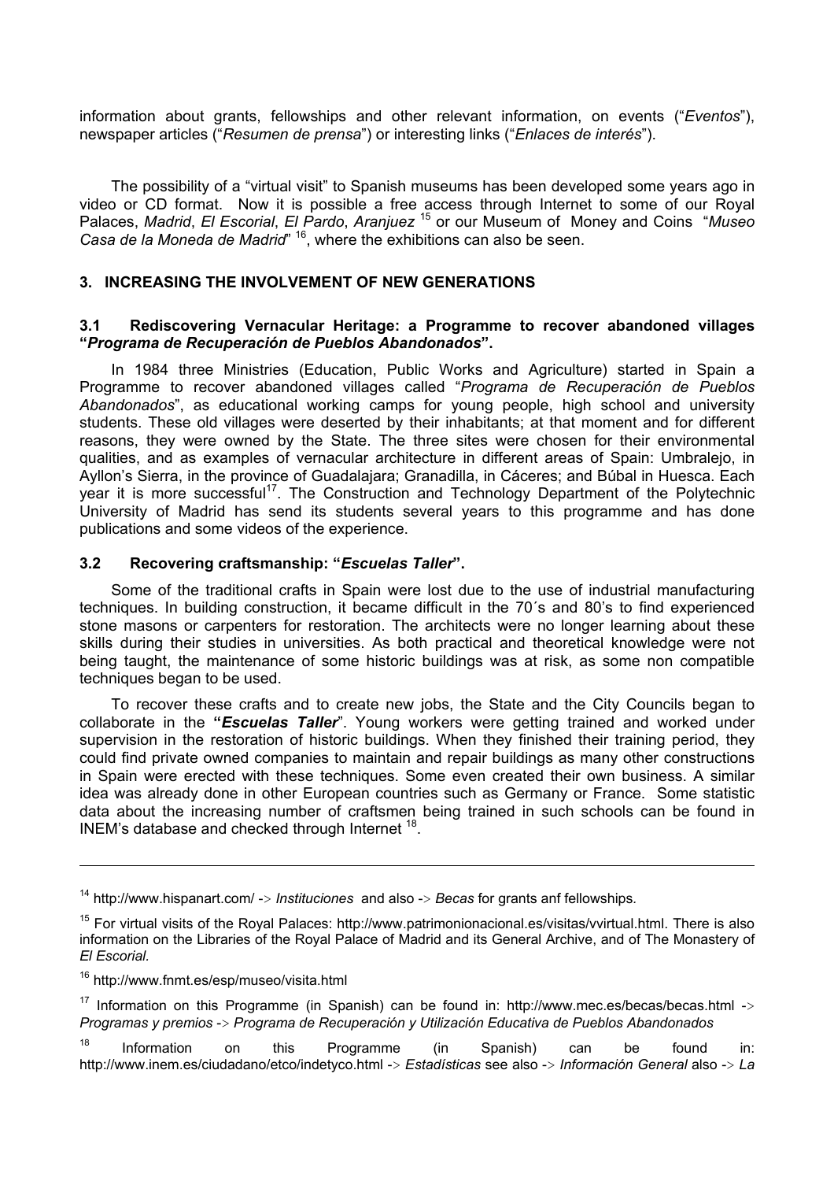information about grants, fellowships and other relevant information, on events ("*Eventos*"), newspaper articles ("*Resumen de prensa*") or interesting links ("*Enlaces de interés*").

The possibility of a "virtual visit" to Spanish museums has been developed some years ago in video or CD format. Now it is possible a free access through Internet to some of our Royal Palaces, *Madrid*, *El Escorial*, *El Pardo*, *Aranjuez* [15] or our Museum of Money and Coins "*Museo Casa de la Moneda de Madrid*" [16], where the exhibitions can also be seen.

## 3. INCREASING THE INVOLVEMENT OF NEW GENERATIONS

### 3.1 Rediscovering Vernacular Heritage: a Programme to recover abandoned villages "*Programa de Recuperación de Pueblos Abandonados*".

In 1984 three Ministries (Education, Public Works and Agriculture) started in Spain a Programme to recover abandoned villages called "*Programa de Recuperación de Pueblos Abandonados*", as educational working camps for young people, high school and university students. These old villages were deserted by their inhabitants; at that moment and for different reasons, they were owned by the State. The three sites were chosen for their environmental qualities, and as examples of vernacular architecture in different areas of Spain: Umbralejo, in Ayllon's Sierra, in the province of Guadalajara; Granadilla, in Cáceres; and Búbal in Huesca. Each year it is more successful[17]. The Construction and Technology Department of the Polytechnic University of Madrid has send its students several years to this programme and has done publications and some videos of the experience.

### 3.2 Recovering craftsmanship: "*Escuelas Taller*".

Some of the traditional crafts in Spain were lost due to the use of industrial manufacturing techniques. In building construction, it became difficult in the 70´s and 80's to find experienced stone masons or carpenters for restoration. The architects were no longer learning about these skills during their studies in universities. As both practical and theoretical knowledge were not being taught, the maintenance of some historic buildings was at risk, as some non compatible techniques began to be used.

To recover these crafts and to create new jobs, the State and the City Councils began to collaborate in the **"*Escuelas Taller*"**. Young workers were getting trained and worked under supervision in the restoration of historic buildings. When they finished their training period, they could find private owned companies to maintain and repair buildings as many other constructions in Spain were erected with these techniques. Some even created their own business. A similar idea was already done in other European countries such as Germany or France. Some statistic data about the increasing number of craftsmen being trained in such schools can be found in INEM's database and checked through Internet [18].

---

[14] http://www.hispanart.com/ -> *Instituciones* and also -> *Becas* for grants anf fellowships.

[15] For virtual visits of the Royal Palaces: http://www.patrimonionacional.es/visitas/vvirtual.html. There is also information on the Libraries of the Royal Palace of Madrid and its General Archive, and of The Monastery of *El Escorial.*

[16] http://www.fnmt.es/esp/museo/visita.html

[17] Information on this Programme (in Spanish) can be found in: http://www.mec.es/becas/becas.html -> *Programas y premios* -> *Programa de Recuperación y Utilización Educativa de Pueblos Abandonados*

[18] Information on this Programme (in Spanish) can be found in: http://www.inem.es/ciudadano/etco/indetyco.html -> *Estadísticas* see also -> *Información General* also -> *La*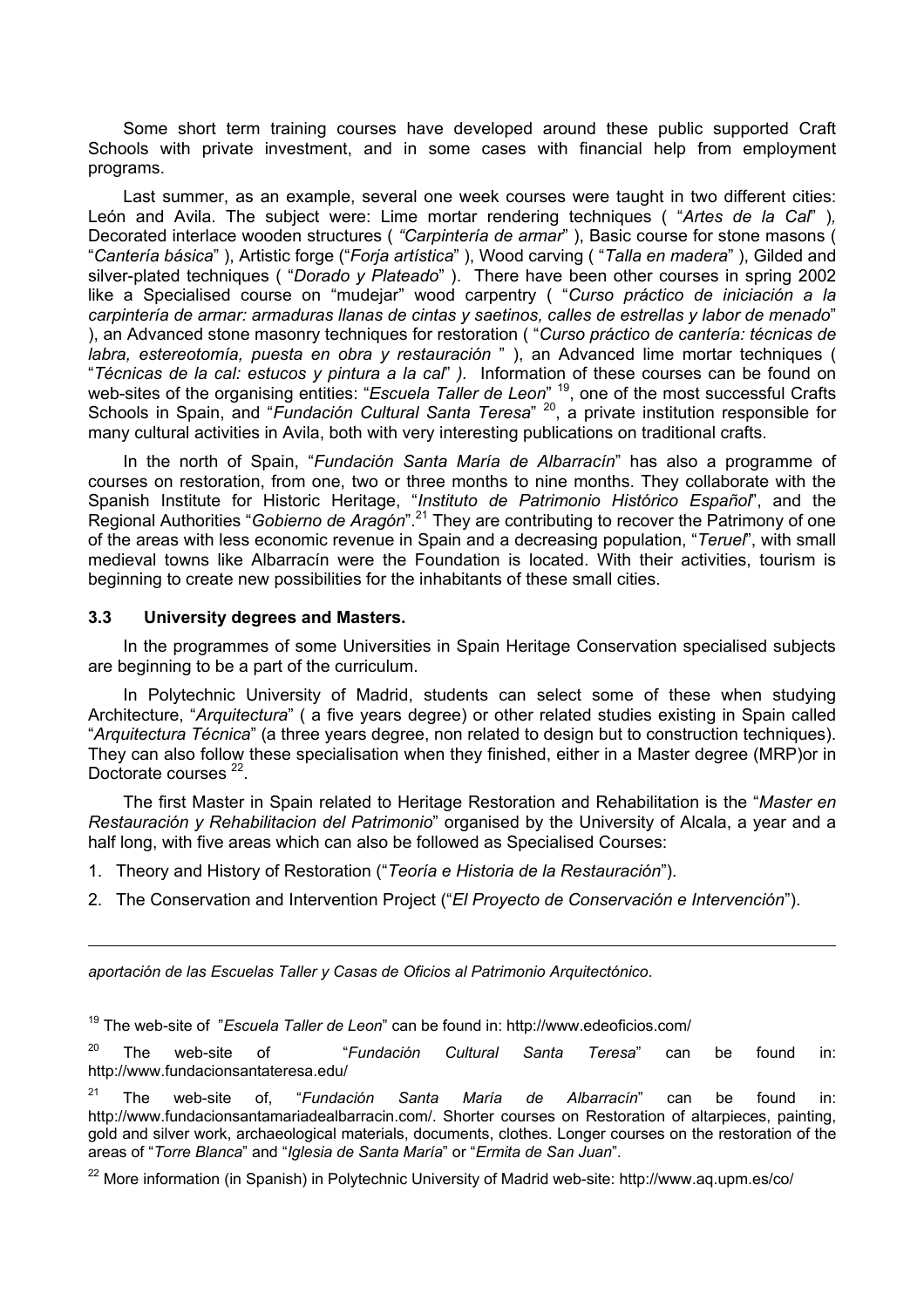Some short term training courses have developed around these public supported Craft Schools with private investment, and in some cases with financial help from employment programs.

Last summer, as an example, several one week courses were taught in two different cities: León and Avila. The subject were: Lime mortar rendering techniques ( "*Artes de la Cal*" ), Decorated interlace wooden structures ( *"Carpintería de armar*" ), Basic course for stone masons ( "*Cantería básica*" ), Artistic forge ("*Forja artística*" ), Wood carving ( "*Talla en madera*" ), Gilded and silver-plated techniques ( "*Dorado y Plateado*" ). There have been other courses in spring 2002 like a Specialised course on "mudejar" wood carpentry ( "*Curso práctico de iniciación a la carpintería de armar: armaduras llanas de cintas y saetinos, calles de estrellas y labor de menado*" ), an Advanced stone masonry techniques for restoration ( "*Curso práctico de cantería: técnicas de labra, estereotomía, puesta en obra y restauración* " ), an Advanced lime mortar techniques ( "*Técnicas de la cal: estucos y pintura a la cal*" *).* Information of these courses can be found on web-sites of the organising entities: "*Escuela Taller de Leon*" [19], one of the most successful Crafts Schools in Spain, and "*Fundación Cultural Santa Teresa*" [20], a private institution responsible for many cultural activities in Avila, both with very interesting publications on traditional crafts.

In the north of Spain, "*Fundación Santa María de Albarracín*" has also a programme of courses on restoration, from one, two or three months to nine months. They collaborate with the Spanish Institute for Historic Heritage, "*Instituto de Patrimonio Histórico Español*", and the Regional Authorities "*Gobierno de Aragón*".[21] They are contributing to recover the Patrimony of one of the areas with less economic revenue in Spain and a decreasing population, "*Teruel*", with small medieval towns like Albarracín were the Foundation is located. With their activities, tourism is beginning to create new possibilities for the inhabitants of these small cities.

### 3.3 University degrees and Masters.

In the programmes of some Universities in Spain Heritage Conservation specialised subjects are beginning to be a part of the curriculum.

In Polytechnic University of Madrid, students can select some of these when studying Architecture, "*Arquitectura*" ( a five years degree) or other related studies existing in Spain called "*Arquitectura Técnica*" (a three years degree, non related to design but to construction techniques). They can also follow these specialisation when they finished, either in a Master degree (MRP)or in Doctorate courses [22].

The first Master in Spain related to Heritage Restoration and Rehabilitation is the "*Master en Restauración y Rehabilitacion del Patrimonio*" organised by the University of Alcala, a year and a half long, with five areas which can also be followed as Specialised Courses:

1. Theory and History of Restoration ("*Teoría e Historia de la Restauración*").
2. The Conservation and Intervention Project ("*El Proyecto de Conservación e Intervención*").

---

*aportación de las Escuelas Taller y Casas de Oficios al Patrimonio Arquitectónico*.

[19] The web-site of "*Escuela Taller de Leon*" can be found in: http://www.edeoficios.com/

[20] The web-site of "*Fundación Cultural Santa Teresa*" can be found in: http://www.fundacionsantateresa.edu/

[21] The web-site of, "*Fundación Santa María de Albarracín*" can be found in: http://www.fundacionsantamariadealbarracin.com/. Shorter courses on Restoration of altarpieces, painting, gold and silver work, archaeological materials, documents, clothes. Longer courses on the restoration of the areas of "*Torre Blanca*" and "*Iglesia de Santa María*" or "*Ermita de San Juan*".

[22] More information (in Spanish) in Polytechnic University of Madrid web-site: http://www.aq.upm.es/co/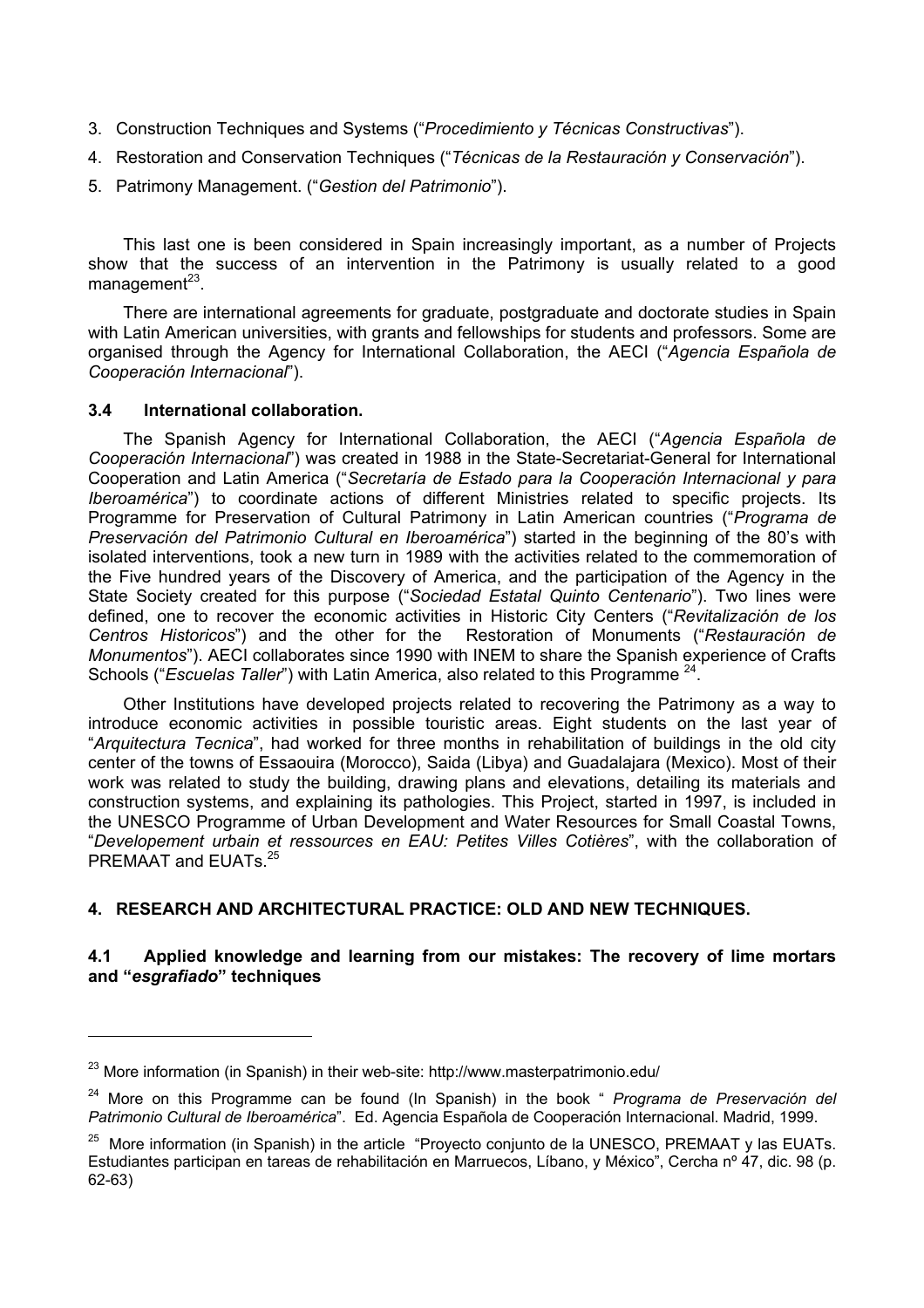3. Construction Techniques and Systems ("*Procedimiento y Técnicas Constructivas*").
4. Restoration and Conservation Techniques ("*Técnicas de la Restauración y Conservación*").
5. Patrimony Management. ("*Gestion del Patrimonio*").

This last one is been considered in Spain increasingly important, as a number of Projects show that the success of an intervention in the Patrimony is usually related to a good management[23].

There are international agreements for graduate, postgraduate and doctorate studies in Spain with Latin American universities, with grants and fellowships for students and professors. Some are organised through the Agency for International Collaboration, the AECI ("*Agencia Española de Cooperación Internacional*").

### 3.4 International collaboration.

The Spanish Agency for International Collaboration, the AECI ("*Agencia Española de Cooperación Internacional*") was created in 1988 in the State-Secretariat-General for International Cooperation and Latin America ("*Secretaría de Estado para la Cooperación Internacional y para Iberoamérica*") to coordinate actions of different Ministries related to specific projects. Its Programme for Preservation of Cultural Patrimony in Latin American countries ("*Programa de Preservación del Patrimonio Cultural en Iberoamérica*") started in the beginning of the 80's with isolated interventions, took a new turn in 1989 with the activities related to the commemoration of the Five hundred years of the Discovery of America, and the participation of the Agency in the State Society created for this purpose ("*Sociedad Estatal Quinto Centenario*"). Two lines were defined, one to recover the economic activities in Historic City Centers ("*Revitalización de los Centros Historicos*") and the other for the Restoration of Monuments ("*Restauración de Monumentos*"). AECI collaborates since 1990 with INEM to share the Spanish experience of Crafts Schools ("*Escuelas Taller*") with Latin America, also related to this Programme [24].

Other Institutions have developed projects related to recovering the Patrimony as a way to introduce economic activities in possible touristic areas. Eight students on the last year of "*Arquitectura Tecnica*", had worked for three months in rehabilitation of buildings in the old city center of the towns of Essaouira (Morocco), Saida (Libya) and Guadalajara (Mexico). Most of their work was related to study the building, drawing plans and elevations, detailing its materials and construction systems, and explaining its pathologies. This Project, started in 1997, is included in the UNESCO Programme of Urban Development and Water Resources for Small Coastal Towns, "*Developement urbain et ressources en EAU: Petites Villes Cotières*", with the collaboration of PREMAAT and EUATs.[25]

## 4. RESEARCH AND ARCHITECTURAL PRACTICE: OLD AND NEW TECHNIQUES.

### 4.1 Applied knowledge and learning from our mistakes: The recovery of lime mortars and "*esgrafiado*" techniques

---

[23] More information (in Spanish) in their web-site: http://www.masterpatrimonio.edu/

[24] More on this Programme can be found (In Spanish) in the book " *Programa de Preservación del Patrimonio Cultural de Iberoamérica*". Ed. Agencia Española de Cooperación Internacional. Madrid, 1999.

[25] More information (in Spanish) in the article "Proyecto conjunto de la UNESCO, PREMAAT y las EUATs. Estudiantes participan en tareas de rehabilitación en Marruecos, Líbano, y México", Cercha nº 47, dic. 98 (p. 62-63)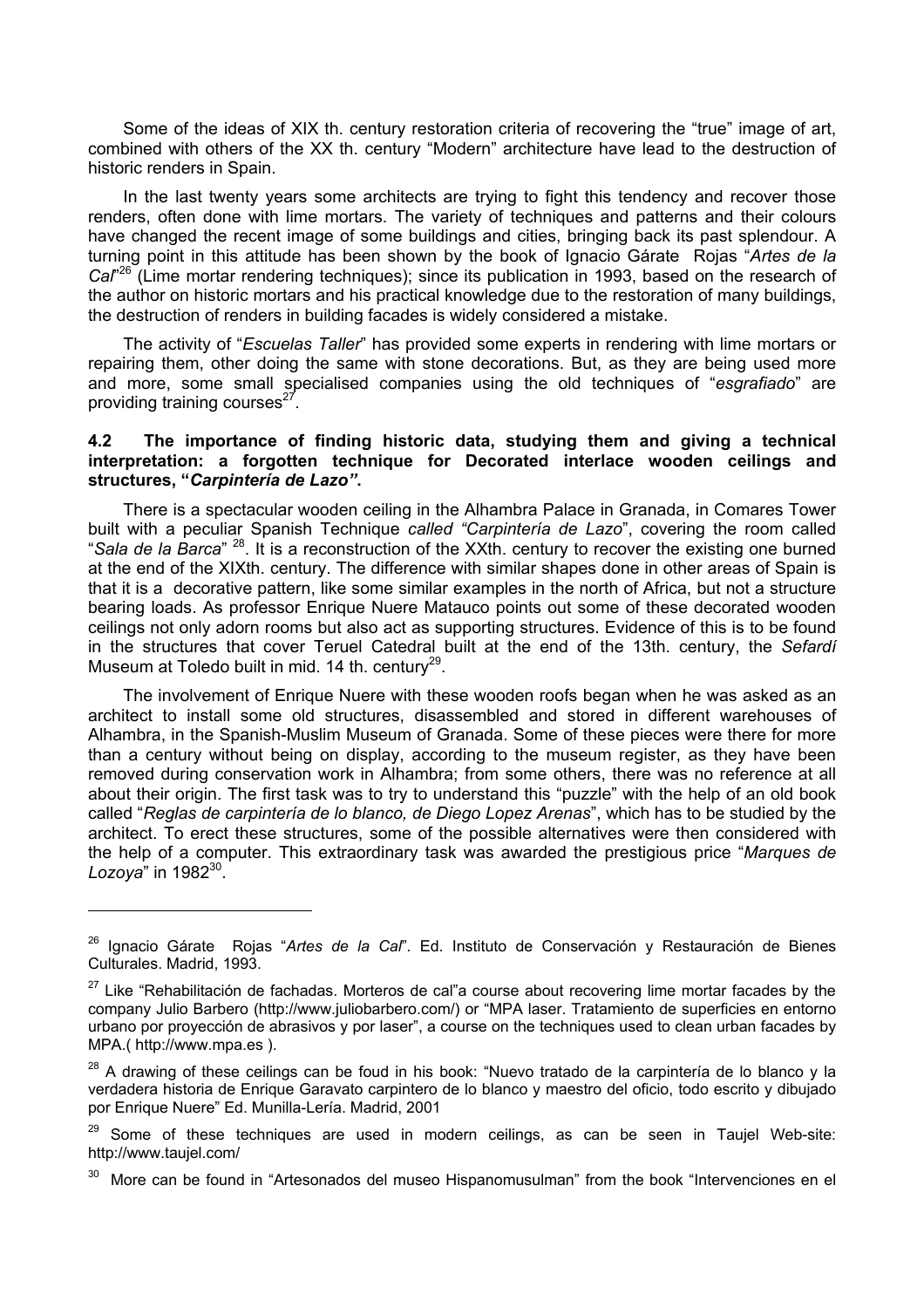Some of the ideas of XIX th. century restoration criteria of recovering the “true” image of art, combined with others of the XX th. century “Modern” architecture have lead to the destruction of historic renders in Spain.

In the last twenty years some architects are trying to fight this tendency and recover those renders, often done with lime mortars. The variety of techniques and patterns and their colours have changed the recent image of some buildings and cities, bringing back its past splendour. A turning point in this attitude has been shown by the book of Ignacio Gárate Rojas “*Artes de la Cal*”[26] (Lime mortar rendering techniques); since its publication in 1993, based on the research of the author on historic mortars and his practical knowledge due to the restoration of many buildings, the destruction of renders in building facades is widely considered a mistake.

The activity of “*Escuelas Taller*” has provided some experts in rendering with lime mortars or repairing them, other doing the same with stone decorations. But, as they are being used more and more, some small specialised companies using the old techniques of “*esgrafiado*” are providing training courses[27].

### 4.2 The importance of finding historic data, studying them and giving a technical interpretation: a forgotten technique for Decorated interlace wooden ceilings and structures, “*Carpintería de Lazo”*.

There is a spectacular wooden ceiling in the Alhambra Palace in Granada, in Comares Tower built with a peculiar Spanish Technique *called “Carpintería de Lazo*”, covering the room called “*Sala de la Barca*” [28]. It is a reconstruction of the XXth. century to recover the existing one burned at the end of the XIXth. century. The difference with similar shapes done in other areas of Spain is that it is a decorative pattern, like some similar examples in the north of Africa, but not a structure bearing loads. As professor Enrique Nuere Matauco points out some of these decorated wooden ceilings not only adorn rooms but also act as supporting structures. Evidence of this is to be found in the structures that cover Teruel Catedral built at the end of the 13th. century, the *Sefardí* Museum at Toledo built in mid. 14 th. century[29].

The involvement of Enrique Nuere with these wooden roofs began when he was asked as an architect to install some old structures, disassembled and stored in different warehouses of Alhambra, in the Spanish-Muslim Museum of Granada. Some of these pieces were there for more than a century without being on display, according to the museum register, as they have been removed during conservation work in Alhambra; from some others, there was no reference at all about their origin. The first task was to try to understand this “puzzle” with the help of an old book called “*Reglas de carpintería de lo blanco, de Diego Lopez Arenas*”, which has to be studied by the architect. To erect these structures, some of the possible alternatives were then considered with the help of a computer. This extraordinary task was awarded the prestigious price “*Marques de Lozoya*” in 1982[30].

---

[26] Ignacio Gárate Rojas “*Artes de la Cal*”. Ed. Instituto de Conservación y Restauración de Bienes Culturales. Madrid, 1993.

[27] Like “Rehabilitación de fachadas. Morteros de cal”a course about recovering lime mortar facades by the company Julio Barbero (http://www.juliobarbero.com/) or “MPA laser. Tratamiento de superficies en entorno urbano por proyección de abrasivos y por laser”, a course on the techniques used to clean urban facades by MPA.( http://www.mpa.es ).

[28] A drawing of these ceilings can be foud in his book: “Nuevo tratado de la carpintería de lo blanco y la verdadera historia de Enrique Garavato carpintero de lo blanco y maestro del oficio, todo escrito y dibujado por Enrique Nuere” Ed. Munilla-Lería. Madrid, 2001

[29] Some of these techniques are used in modern ceilings, as can be seen in Taujel Web-site: http://www.taujel.com/

[30] More can be found in “Artesonados del museo Hispanomusulman” from the book “Intervenciones en el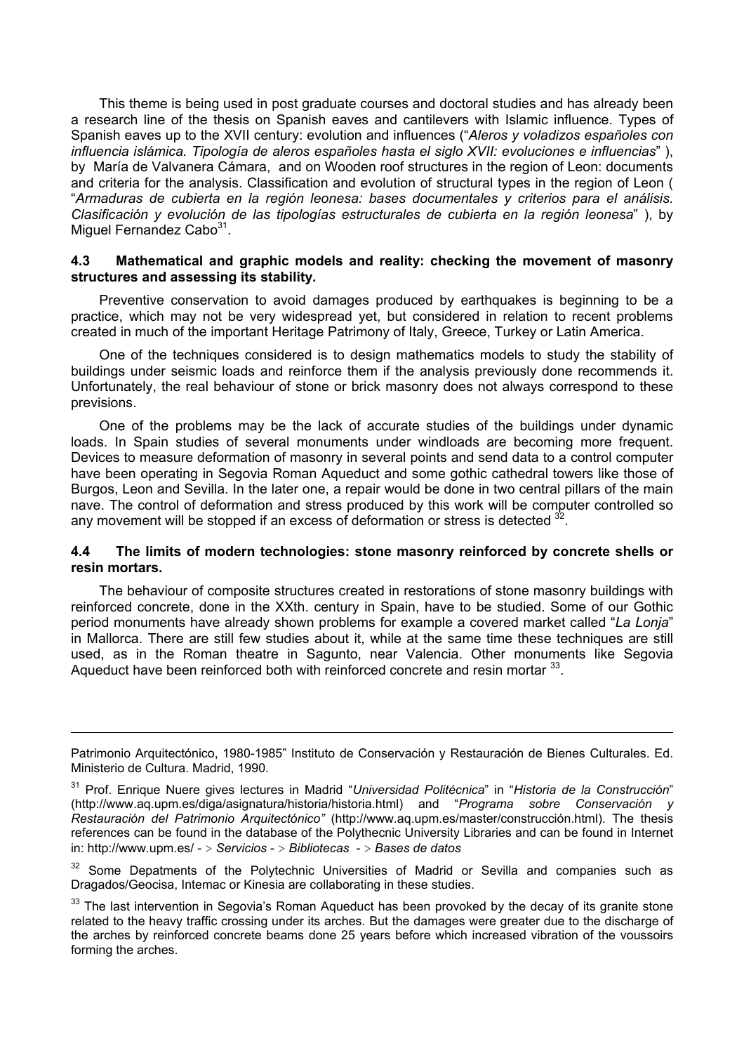This theme is being used in post graduate courses and doctoral studies and has already been a research line of the thesis on Spanish eaves and cantilevers with Islamic influence. Types of Spanish eaves up to the XVII century: evolution and influences ("*Aleros y voladizos españoles con influencia islámica. Tipología de aleros españoles hasta el siglo XVII: evoluciones e influencias*" ), by María de Valvanera Cámara, and on Wooden roof structures in the region of Leon: documents and criteria for the analysis. Classification and evolution of structural types in the region of Leon ( "*Armaduras de cubierta en la región leonesa: bases documentales y criterios para el análisis. Clasificación y evolución de las tipologías estructurales de cubierta en la región leonesa*" ), by Miguel Fernandez Cabo[31].

### 4.3 Mathematical and graphic models and reality: checking the movement of masonry structures and assessing its stability.

Preventive conservation to avoid damages produced by earthquakes is beginning to be a practice, which may not be very widespread yet, but considered in relation to recent problems created in much of the important Heritage Patrimony of Italy, Greece, Turkey or Latin America.

One of the techniques considered is to design mathematics models to study the stability of buildings under seismic loads and reinforce them if the analysis previously done recommends it. Unfortunately, the real behaviour of stone or brick masonry does not always correspond to these previsions.

One of the problems may be the lack of accurate studies of the buildings under dynamic loads. In Spain studies of several monuments under windloads are becoming more frequent. Devices to measure deformation of masonry in several points and send data to a control computer have been operating in Segovia Roman Aqueduct and some gothic cathedral towers like those of Burgos, Leon and Sevilla. In the later one, a repair would be done in two central pillars of the main nave. The control of deformation and stress produced by this work will be computer controlled so any movement will be stopped if an excess of deformation or stress is detected [32].

### 4.4 The limits of modern technologies: stone masonry reinforced by concrete shells or resin mortars.

The behaviour of composite structures created in restorations of stone masonry buildings with reinforced concrete, done in the XXth. century in Spain, have to be studied. Some of our Gothic period monuments have already shown problems for example a covered market called "*La Lonja*" in Mallorca. There are still few studies about it, while at the same time these techniques are still used, as in the Roman theatre in Sagunto, near Valencia. Other monuments like Segovia Aqueduct have been reinforced both with reinforced concrete and resin mortar [33].

---

Patrimonio Arquitectónico, 1980-1985" Instituto de Conservación y Restauración de Bienes Culturales. Ed. Ministerio de Cultura. Madrid, 1990.

[31] Prof. Enrique Nuere gives lectures in Madrid "*Universidad Politécnica*" in "*Historia de la Construcción*" (http://www.aq.upm.es/diga/asignatura/historia/historia.html) and "*Programa sobre Conservación y Restauración del Patrimonio Arquitectónico"* (http://www.aq.upm.es/master/construcción.html). The thesis references can be found in the database of the Polythecnic University Libraries and can be found in Internet in: http://www.upm.es/ - > *Servicios* - > *Bibliotecas* - > *Bases de datos*

[32] Some Depatments of the Polytechnic Universities of Madrid or Sevilla and companies such as Dragados/Geocisa, Intemac or Kinesia are collaborating in these studies.

[33] The last intervention in Segovia's Roman Aqueduct has been provoked by the decay of its granite stone related to the heavy traffic crossing under its arches. But the damages were greater due to the discharge of the arches by reinforced concrete beams done 25 years before which increased vibration of the voussoirs forming the arches.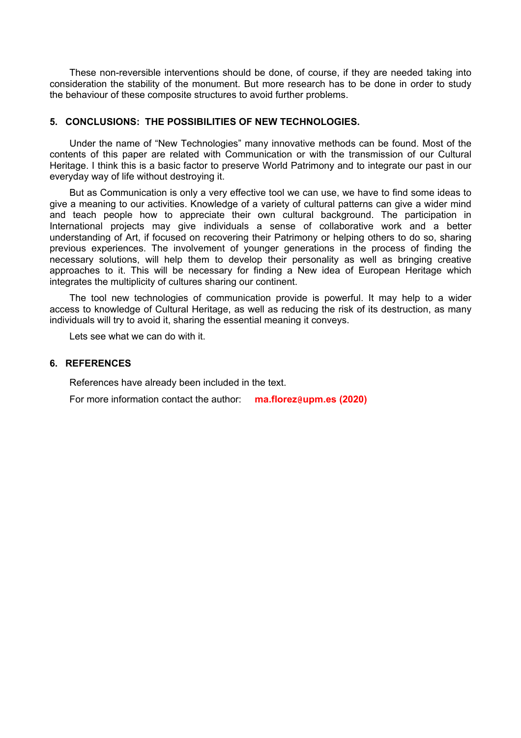These non-reversible interventions should be done, of course, if they are needed taking into consideration the stability of the monument. But more research has to be done in order to study the behaviour of these composite structures to avoid further problems.

## 5. CONCLUSIONS: THE POSSIBILITIES OF NEW TECHNOLOGIES.

Under the name of "New Technologies" many innovative methods can be found. Most of the contents of this paper are related with Communication or with the transmission of our Cultural Heritage. I think this is a basic factor to preserve World Patrimony and to integrate our past in our everyday way of life without destroying it.

But as Communication is only a very effective tool we can use, we have to find some ideas to give a meaning to our activities. Knowledge of a variety of cultural patterns can give a wider mind and teach people how to appreciate their own cultural background. The participation in International projects may give individuals a sense of collaborative work and a better understanding of Art, if focused on recovering their Patrimony or helping others to do so, sharing previous experiences. The involvement of younger generations in the process of finding the necessary solutions, will help them to develop their personality as well as bringing creative approaches to it. This will be necessary for finding a New idea of European Heritage which integrates the multiplicity of cultures sharing our continent.

The tool new technologies of communication provide is powerful. It may help to a wider access to knowledge of Cultural Heritage, as well as reducing the risk of its destruction, as many individuals will try to avoid it, sharing the essential meaning it conveys.

Lets see what we can do with it.

## 6. REFERENCES

References have already been included in the text.

For more information contact the author: **ma.florez@upm.es (2020)**